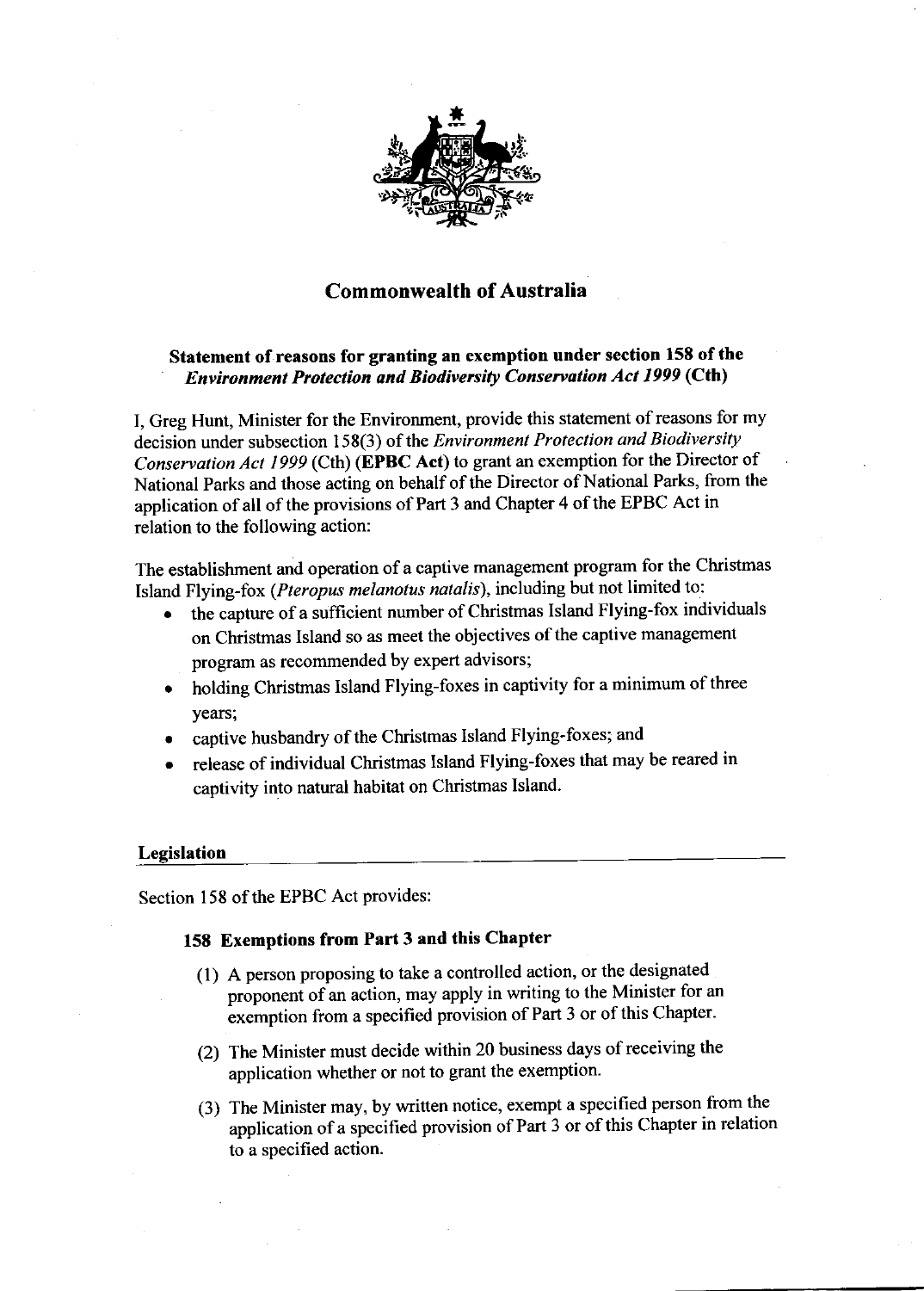# Commonwealth of Australia

## Statement of reasons for granting an exemption under section 158 of the *Environment Protection and Biodiversity Conservation Act 1999* (Cth)

I, Greg Hunt, Minister for the Environment, provide this statement of reasons for my decision under subsection 158(3) of the *Environment Protection and Biodiversity Conservation Act 1999* (Cth) (**EPBC Act**) to grant an exemption for the Director of National Parks and those acting on behalf of the Director of National Parks, from the application of all of the provisions of Part 3 and Chapter 4 of the EPBC Act in relation to the following action:

The establishment and operation of a captive management program for the Christmas Island Flying-fox (*Pteropus melanotus natalis*), including but not limited to:

- the capture of a sufficient number of Christmas Island Flying-fox individuals on Christmas Island so as meet the objectives of the captive management program as recommended by expert advisors;
- holding Christmas Island Flying-foxes in captivity for a minimum of three years;
- captive husbandry of the Christmas Island Flying-foxes; and
- release of individual Christmas Island Flying-foxes that may be reared in captivity into natural habitat on Christmas Island.

### Legislation

Section 158 of the EPBC Act provides:

#### 158 Exemptions from Part 3 and this Chapter

(1) A person proposing to take a controlled action, or the designated proponent of an action, may apply in writing to the Minister for an exemption from a specified provision of Part 3 or of this Chapter.

(2) The Minister must decide within 20 business days of receiving the application whether or not to grant the exemption.

(3) The Minister may, by written notice, exempt a specified person from the application of a specified provision of Part 3 or of this Chapter in relation to a specified action.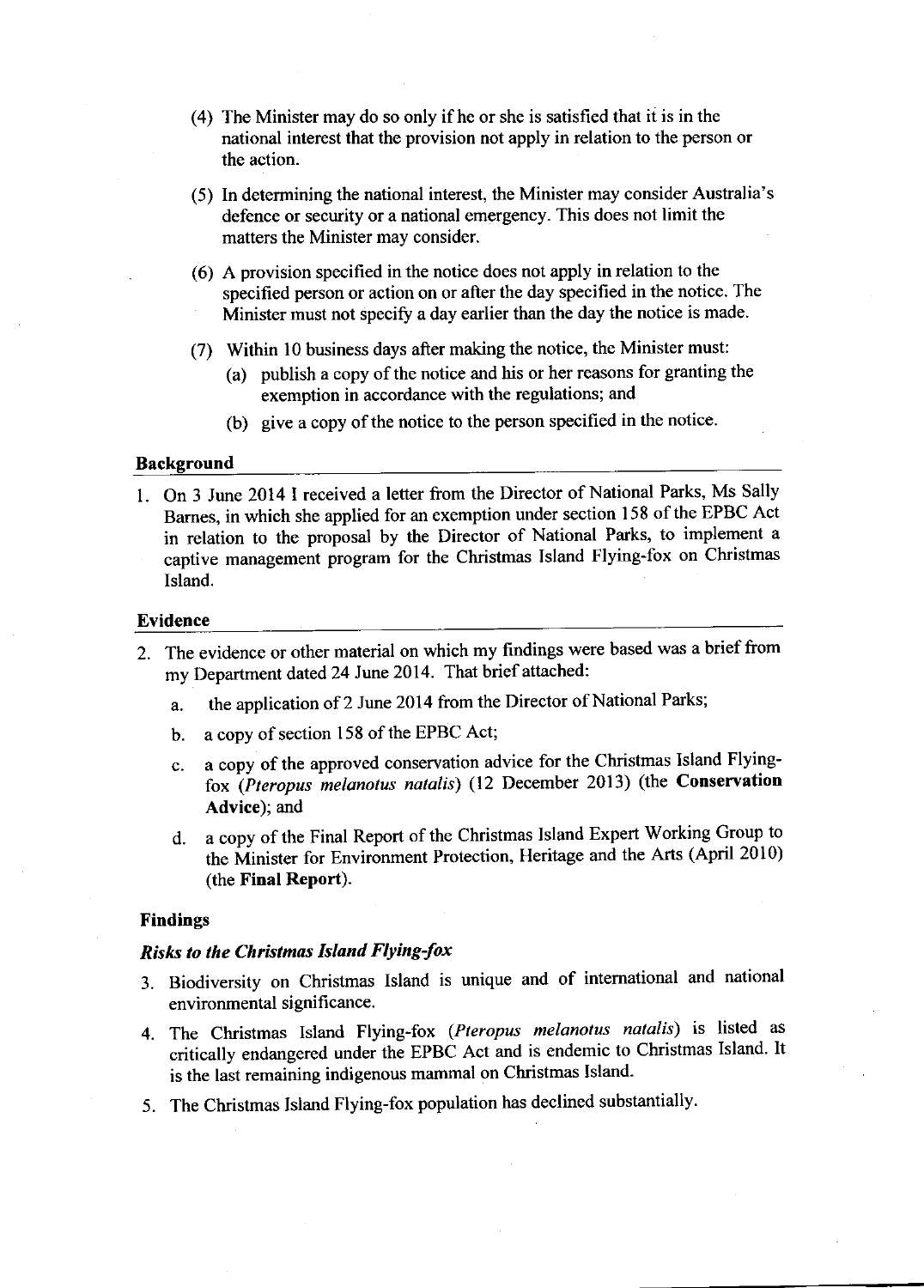(4) The Minister may do so only if he or she is satisfied that it is in the national interest that the provision not apply in relation to the person or the action.

(5) In determining the national interest, the Minister may consider Australia's defence or security or a national emergency. This does not limit the matters the Minister may consider.

(6) A provision specified in the notice does not apply in relation to the specified person or action on or after the day specified in the notice. The Minister must not specify a day earlier than the day the notice is made.

(7) Within 10 business days after making the notice, the Minister must:

   (a) publish a copy of the notice and his or her reasons for granting the exemption in accordance with the regulations; and

   (b) give a copy of the notice to the person specified in the notice.

## Background

1. On 3 June 2014 I received a letter from the Director of National Parks, Ms Sally Barnes, in which she applied for an exemption under section 158 of the EPBC Act in relation to the proposal by the Director of National Parks, to implement a captive management program for the Christmas Island Flying-fox on Christmas Island.

## Evidence

2. The evidence or other material on which my findings were based was a brief from my Department dated 24 June 2014. That brief attached:

   a. the application of 2 June 2014 from the Director of National Parks;

   b. a copy of section 158 of the EPBC Act;

   c. a copy of the approved conservation advice for the Christmas Island Flying-fox (*Pteropus melanotus natalis*) (12 December 2013) (the **Conservation Advice**); and

   d. a copy of the Final Report of the Christmas Island Expert Working Group to the Minister for Environment Protection, Heritage and the Arts (April 2010) (the **Final Report**).

## Findings

### *Risks to the Christmas Island Flying-fox*

3. Biodiversity on Christmas Island is unique and of international and national environmental significance.

4. The Christmas Island Flying-fox (*Pteropus melanotus natalis*) is listed as critically endangered under the EPBC Act and is endemic to Christmas Island. It is the last remaining indigenous mammal on Christmas Island.

5. The Christmas Island Flying-fox population has declined substantially.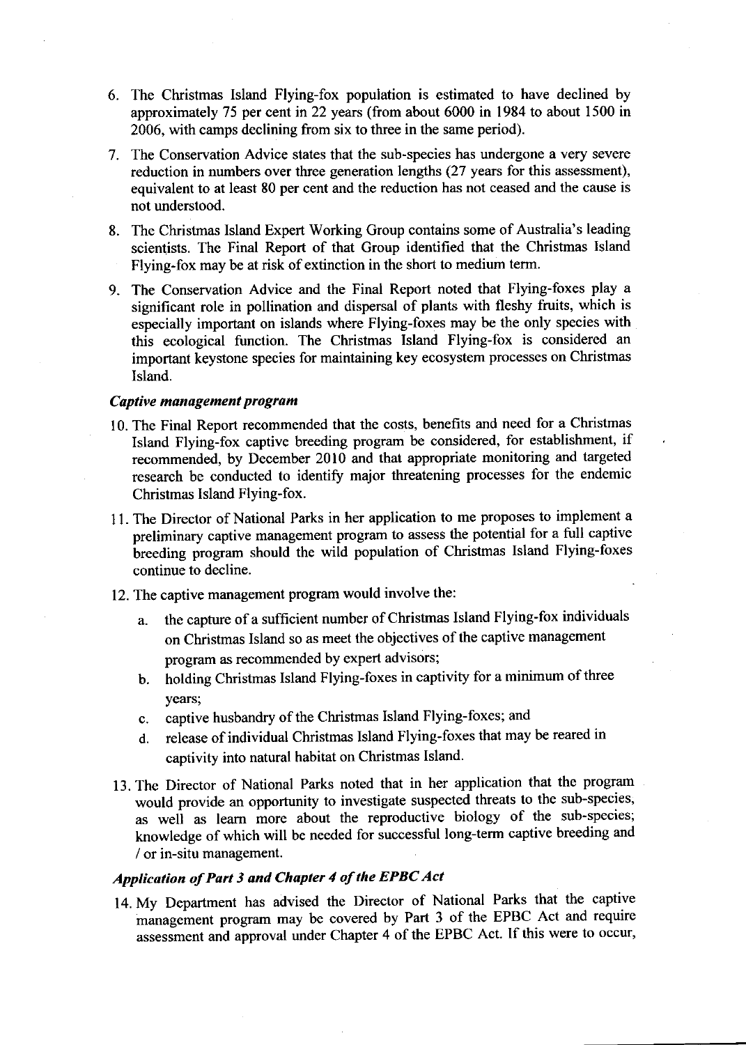6. The Christmas Island Flying-fox population is estimated to have declined by approximately 75 per cent in 22 years (from about 6000 in 1984 to about 1500 in 2006, with camps declining from six to three in the same period).

7. The Conservation Advice states that the sub-species has undergone a very severe reduction in numbers over three generation lengths (27 years for this assessment), equivalent to at least 80 per cent and the reduction has not ceased and the cause is not understood.

8. The Christmas Island Expert Working Group contains some of Australia's leading scientists. The Final Report of that Group identified that the Christmas Island Flying-fox may be at risk of extinction in the short to medium term.

9. The Conservation Advice and the Final Report noted that Flying-foxes play a significant role in pollination and dispersal of plants with fleshy fruits, which is especially important on islands where Flying-foxes may be the only species with this ecological function. The Christmas Island Flying-fox is considered an important keystone species for maintaining key ecosystem processes on Christmas Island.

### *Captive management program*

10. The Final Report recommended that the costs, benefits and need for a Christmas Island Flying-fox captive breeding program be considered, for establishment, if recommended, by December 2010 and that appropriate monitoring and targeted research be conducted to identify major threatening processes for the endemic Christmas Island Flying-fox.

11. The Director of National Parks in her application to me proposes to implement a preliminary captive management program to assess the potential for a full captive breeding program should the wild population of Christmas Island Flying-foxes continue to decline.

12. The captive management program would involve the:

    a. the capture of a sufficient number of Christmas Island Flying-fox individuals on Christmas Island so as meet the objectives of the captive management program as recommended by expert advisors;

    b. holding Christmas Island Flying-foxes in captivity for a minimum of three years;

    c. captive husbandry of the Christmas Island Flying-foxes; and

    d. release of individual Christmas Island Flying-foxes that may be reared in captivity into natural habitat on Christmas Island.

13. The Director of National Parks noted that in her application that the program would provide an opportunity to investigate suspected threats to the sub-species, as well as learn more about the reproductive biology of the sub-species; knowledge of which will be needed for successful long-term captive breeding and / or in-situ management.

### *Application of Part 3 and Chapter 4 of the EPBC Act*

14. My Department has advised the Director of National Parks that the captive management program may be covered by Part 3 of the EPBC Act and require assessment and approval under Chapter 4 of the EPBC Act. If this were to occur,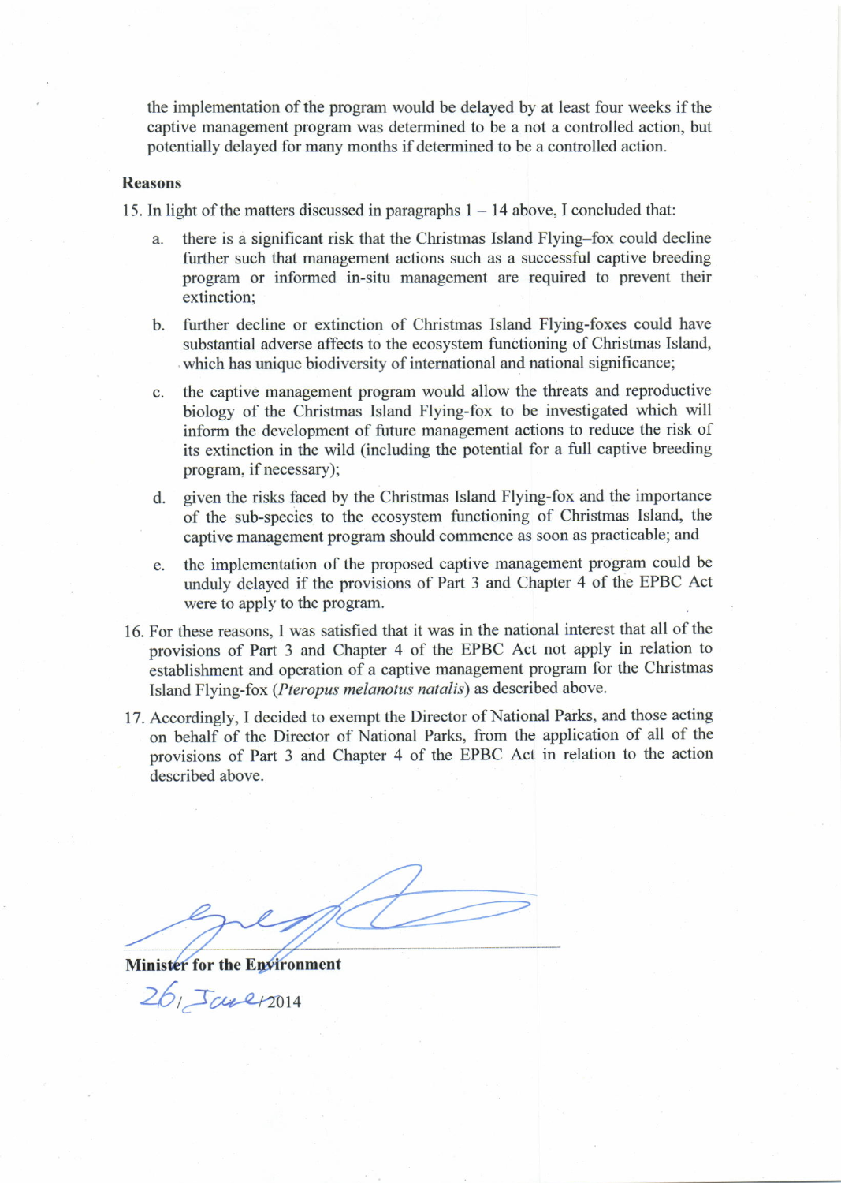the implementation of the program would be delayed by at least four weeks if the captive management program was determined to be a not a controlled action, but potentially delayed for many months if determined to be a controlled action.

**Reasons**

15. In light of the matters discussed in paragraphs 1 – 14 above, I concluded that:

   a. there is a significant risk that the Christmas Island Flying–fox could decline further such that management actions such as a successful captive breeding program or informed in-situ management are required to prevent their extinction;

   b. further decline or extinction of Christmas Island Flying-foxes could have substantial adverse affects to the ecosystem functioning of Christmas Island, which has unique biodiversity of international and national significance;

   c. the captive management program would allow the threats and reproductive biology of the Christmas Island Flying-fox to be investigated which will inform the development of future management actions to reduce the risk of its extinction in the wild (including the potential for a full captive breeding program, if necessary);

   d. given the risks faced by the Christmas Island Flying-fox and the importance of the sub-species to the ecosystem functioning of Christmas Island, the captive management program should commence as soon as practicable; and

   e. the implementation of the proposed captive management program could be unduly delayed if the provisions of Part 3 and Chapter 4 of the EPBC Act were to apply to the program.

16. For these reasons, I was satisfied that it was in the national interest that all of the provisions of Part 3 and Chapter 4 of the EPBC Act not apply in relation to establishment and operation of a captive management program for the Christmas Island Flying-fox (*Pteropus melanotus natalis*) as described above.

17. Accordingly, I decided to exempt the Director of National Parks, and those acting on behalf of the Director of National Parks, from the application of all of the provisions of Part 3 and Chapter 4 of the EPBC Act in relation to the action described above.

**Minister for the Environment**

26/June/2014